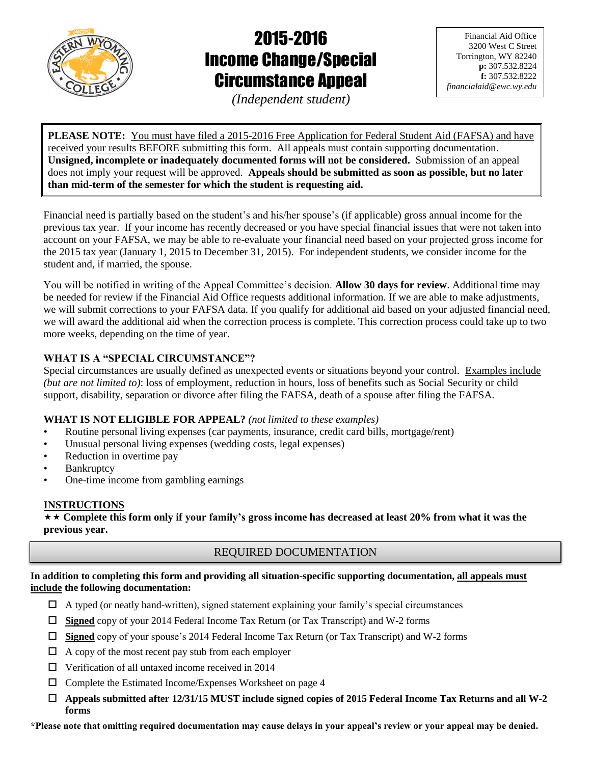# 2015-2016 Income Change/Special Circumstance Appeal

*(Independent student)*

Financial Aid Office
3200 West C Street
Torrington, WY 82240
**p:** 307.532.8224
**f:** 307.532.8222
*financialaid@ewc.wy.edu*

**PLEASE NOTE:** You must have filed a 2015-2016 Free Application for Federal Student Aid (FAFSA) and have received your results BEFORE submitting this form. All appeals must contain supporting documentation. **Unsigned, incomplete or inadequately documented forms will not be considered.** Submission of an appeal does not imply your request will be approved. **Appeals should be submitted as soon as possible, but no later than mid-term of the semester for which the student is requesting aid.**

Financial need is partially based on the student's and his/her spouse's (if applicable) gross annual income for the previous tax year. If your income has recently decreased or you have special financial issues that were not taken into account on your FAFSA, we may be able to re-evaluate your financial need based on your projected gross income for the 2015 tax year (January 1, 2015 to December 31, 2015). For independent students, we consider income for the student and, if married, the spouse.

You will be notified in writing of the Appeal Committee's decision. **Allow 30 days for review**. Additional time may be needed for review if the Financial Aid Office requests additional information. If we are able to make adjustments, we will submit corrections to your FAFSA data. If you qualify for additional aid based on your adjusted financial need, we will award the additional aid when the correction process is complete. This correction process could take up to two more weeks, depending on the time of year.

### WHAT IS A "SPECIAL CIRCUMSTANCE"?

Special circumstances are usually defined as unexpected events or situations beyond your control. Examples include *(but are not limited to)*: loss of employment, reduction in hours, loss of benefits such as Social Security or child support, disability, separation or divorce after filing the FAFSA, death of a spouse after filing the FAFSA.

### WHAT IS NOT ELIGIBLE FOR APPEAL? *(not limited to these examples)*

- Routine personal living expenses (car payments, insurance, credit card bills, mortgage/rent)
- Unusual personal living expenses (wedding costs, legal expenses)
- Reduction in overtime pay
- Bankruptcy
- One-time income from gambling earnings

### INSTRUCTIONS

★★ **Complete this form only if your family's gross income has decreased at least 20% from what it was the previous year.**

## REQUIRED DOCUMENTATION

**In addition to completing this form and providing all situation-specific supporting documentation, all appeals must include the following documentation:**

- ☐ A typed (or neatly hand-written), signed statement explaining your family's special circumstances
- ☐ **Signed** copy of your 2014 Federal Income Tax Return (or Tax Transcript) and W-2 forms
- ☐ **Signed** copy of your spouse's 2014 Federal Income Tax Return (or Tax Transcript) and W-2 forms
- ☐ A copy of the most recent pay stub from each employer
- ☐ Verification of all untaxed income received in 2014
- ☐ Complete the Estimated Income/Expenses Worksheet on page 4
- ☐ **Appeals submitted after 12/31/15 MUST include signed copies of 2015 Federal Income Tax Returns and all W-2 forms**

**\*Please note that omitting required documentation may cause delays in your appeal's review or your appeal may be denied.**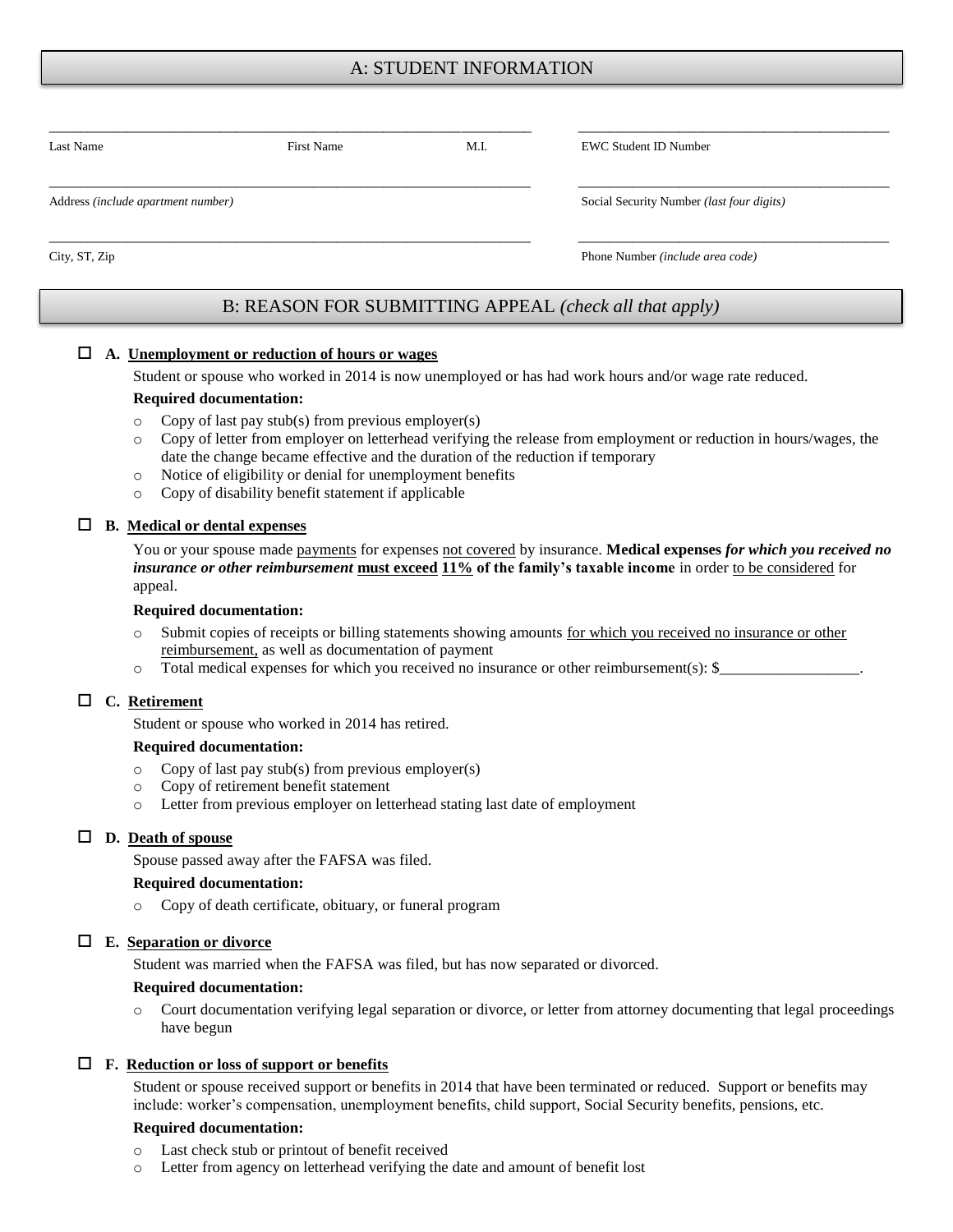## A: STUDENT INFORMATION

| | | | |
|---|---|---|---|
| Last Name | First Name | M.I. | EWC Student ID Number |
| Address *(include apartment number)* | | | Social Security Number *(last four digits)* |
| City, ST, Zip | | | Phone Number *(include area code)* |

## B: REASON FOR SUBMITTING APPEAL *(check all that apply)*

☐ **A. Unemployment or reduction of hours or wages**

Student or spouse who worked in 2014 is now unemployed or has had work hours and/or wage rate reduced.

**Required documentation:**

- Copy of last pay stub(s) from previous employer(s)
- Copy of letter from employer on letterhead verifying the release from employment or reduction in hours/wages, the date the change became effective and the duration of the reduction if temporary
- Notice of eligibility or denial for unemployment benefits
- Copy of disability benefit statement if applicable

☐ **B. Medical or dental expenses**

You or your spouse made payments for expenses not covered by insurance. **Medical expenses *for which you received no insurance or other reimbursement* must exceed 11% of the family's taxable income** in order to be considered for appeal.

**Required documentation:**

- Submit copies of receipts or billing statements showing amounts for which you received no insurance or other reimbursement, as well as documentation of payment
- Total medical expenses for which you received no insurance or other reimbursement(s): $__________________.

☐ **C. Retirement**

Student or spouse who worked in 2014 has retired.

**Required documentation:**

- Copy of last pay stub(s) from previous employer(s)
- Copy of retirement benefit statement
- Letter from previous employer on letterhead stating last date of employment

☐ **D. Death of spouse**

Spouse passed away after the FAFSA was filed.

**Required documentation:**

- Copy of death certificate, obituary, or funeral program

☐ **E. Separation or divorce**

Student was married when the FAFSA was filed, but has now separated or divorced.

**Required documentation:**

- Court documentation verifying legal separation or divorce, or letter from attorney documenting that legal proceedings have begun

☐ **F. Reduction or loss of support or benefits**

Student or spouse received support or benefits in 2014 that have been terminated or reduced. Support or benefits may include: worker's compensation, unemployment benefits, child support, Social Security benefits, pensions, etc.

**Required documentation:**

- Last check stub or printout of benefit received
- Letter from agency on letterhead verifying the date and amount of benefit lost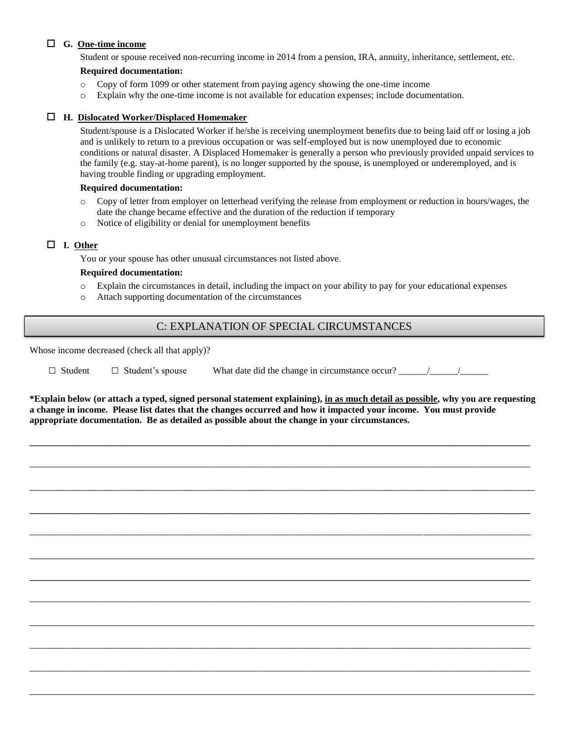☐ **G. One-time income**

Student or spouse received non-recurring income in 2014 from a pension, IRA, annuity, inheritance, settlement, etc.

**Required documentation:**

- Copy of form 1099 or other statement from paying agency showing the one-time income
- Explain why the one-time income is not available for education expenses; include documentation.

☐ **H. Dislocated Worker/Displaced Homemaker**

Student/spouse is a Dislocated Worker if he/she is receiving unemployment benefits due to being laid off or losing a job and is unlikely to return to a previous occupation or was self-employed but is now unemployed due to economic conditions or natural disaster. A Displaced Homemaker is generally a person who previously provided unpaid services to the family (e.g. stay-at-home parent), is no longer supported by the spouse, is unemployed or underemployed, and is having trouble finding or upgrading employment.

**Required documentation:**

- Copy of letter from employer on letterhead verifying the release from employment or reduction in hours/wages, the date the change became effective and the duration of the reduction if temporary
- Notice of eligibility or denial for unemployment benefits

☐ **I. Other**

You or your spouse has other unusual circumstances not listed above.

**Required documentation:**

- Explain the circumstances in detail, including the impact on your ability to pay for your educational expenses
- Attach supporting documentation of the circumstances

## C: EXPLANATION OF SPECIAL CIRCUMSTANCES

Whose income decreased (check all that apply)?

☐ Student ☐ Student's spouse What date did the change in circumstance occur? ______/______/______

**\*Explain below (or attach a typed, signed personal statement explaining), in as much detail as possible, why you are requesting a change in income. Please list dates that the changes occurred and how it impacted your income. You must provide appropriate documentation. Be as detailed as possible about the change in your circumstances.**

____________________________________________________________________________________________

____________________________________________________________________________________________

____________________________________________________________________________________________

____________________________________________________________________________________________

____________________________________________________________________________________________

____________________________________________________________________________________________

____________________________________________________________________________________________

____________________________________________________________________________________________

____________________________________________________________________________________________

____________________________________________________________________________________________

____________________________________________________________________________________________

____________________________________________________________________________________________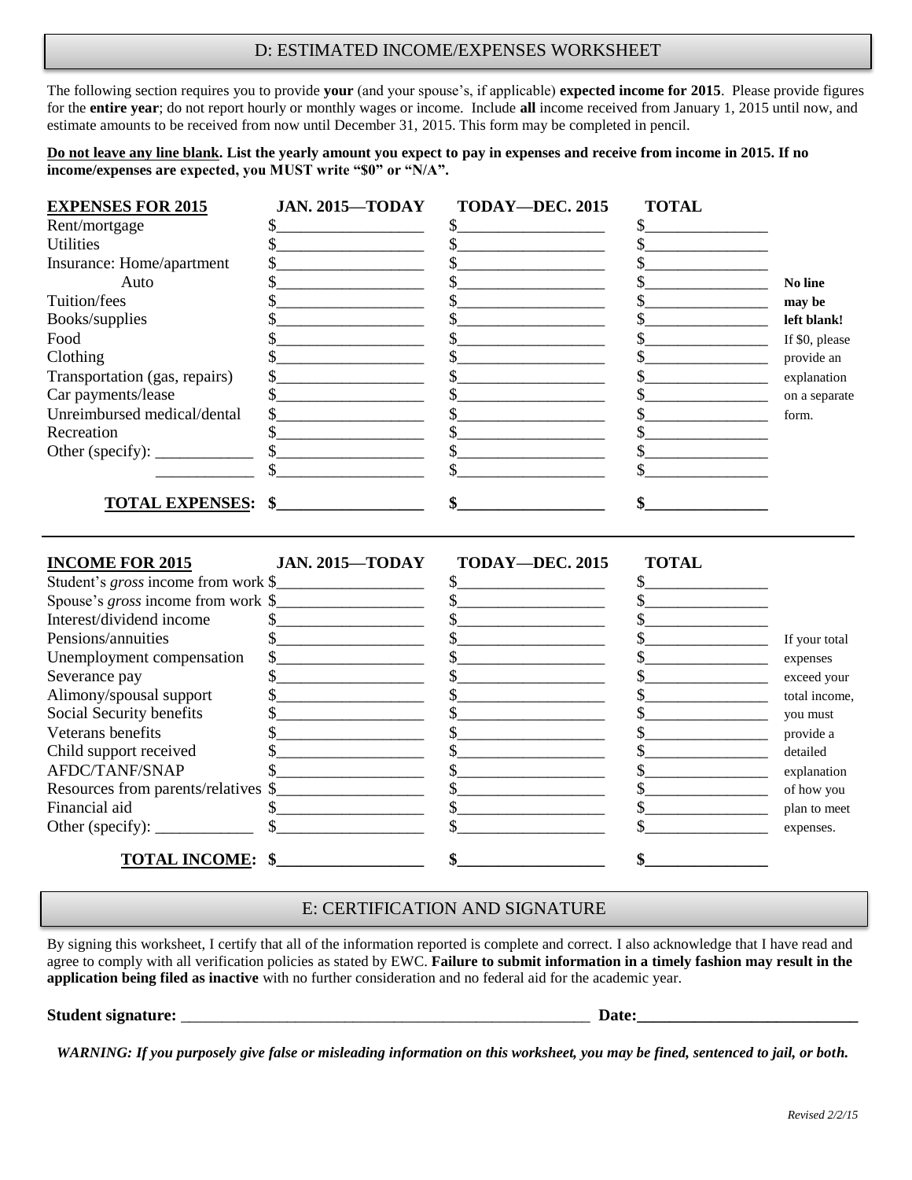## D: ESTIMATED INCOME/EXPENSES WORKSHEET

The following section requires you to provide **your** (and your spouse's, if applicable) **expected income for 2015**. Please provide figures for the **entire year**; do not report hourly or monthly wages or income. Include **all** income received from January 1, 2015 until now, and estimate amounts to be received from now until December 31, 2015. This form may be completed in pencil.

**<u>Do not leave any line blank</u>. List the yearly amount you expect to pay in expenses and receive from income in 2015. If no income/expenses are expected, you MUST write "$0" or "N/A".**

| **EXPENSES FOR 2015** | **JAN. 2015—TODAY** | **TODAY—DEC. 2015** | **TOTAL** | |
|---|---|---|---|---|
| Rent/mortgage | $ | $ | $ | |
| Utilities | $ | $ | $ | |
| Insurance: Home/apartment | $ | $ | $ | |
| Auto | $ | $ | $ | **No line** |
| Tuition/fees | $ | $ | $ | **may be** |
| Books/supplies | $ | $ | $ | **left blank!** |
| Food | $ | $ | $ | If $0, please |
| Clothing | $ | $ | $ | provide an |
| Transportation (gas, repairs) | $ | $ | $ | explanation |
| Car payments/lease | $ | $ | $ | on a separate |
| Unreimbursed medical/dental | $ | $ | $ | form. |
| Recreation | $ | $ | $ | |
| Other (specify): ____________ | $ | $ | $ | |
| ____________ | $ | $ | $ | |
| **TOTAL EXPENSES:** | **$** | **$** | **$** | |

| **INCOME FOR 2015** | **JAN. 2015—TODAY** | **TODAY—DEC. 2015** | **TOTAL** | |
|---|---|---|---|---|
| Student's *gross* income from work | $ | $ | $ | |
| Spouse's *gross* income from work | $ | $ | $ | |
| Interest/dividend income | $ | $ | $ | |
| Pensions/annuities | $ | $ | $ | If your total |
| Unemployment compensation | $ | $ | $ | expenses |
| Severance pay | $ | $ | $ | exceed your |
| Alimony/spousal support | $ | $ | $ | total income, |
| Social Security benefits | $ | $ | $ | you must |
| Veterans benefits | $ | $ | $ | provide a |
| Child support received | $ | $ | $ | detailed |
| AFDC/TANF/SNAP | $ | $ | $ | explanation |
| Resources from parents/relatives | $ | $ | $ | of how you |
| Financial aid | $ | $ | $ | plan to meet |
| Other (specify): ____________ | $ | $ | $ | expenses. |
| **TOTAL INCOME:** | **$** | **$** | **$** | |

## E: CERTIFICATION AND SIGNATURE

By signing this worksheet, I certify that all of the information reported is complete and correct. I also acknowledge that I have read and agree to comply with all verification policies as stated by EWC. **Failure to submit information in a timely fashion may result in the application being filed as inactive** with no further consideration and no federal aid for the academic year.

**Student signature:** ____________________________________________________ **Date:**___________________________

***WARNING: If you purposely give false or misleading information on this worksheet, you may be fined, sentenced to jail, or both.***

*Revised 2/2/15*